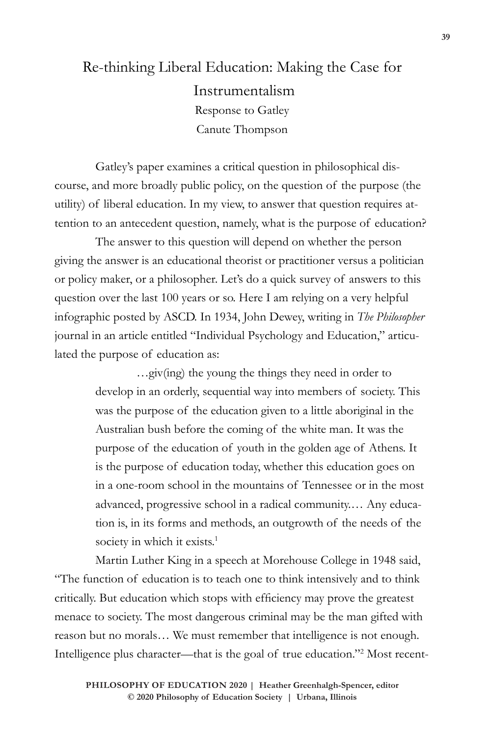# Re-thinking Liberal Education: Making the Case for Instrumentalism

Response to Gatley

Canute Thompson

Gatley's paper examines a critical question in philosophical discourse, and more broadly public policy, on the question of the purpose (the utility) of liberal education. In my view, to answer that question requires attention to an antecedent question, namely, what is the purpose of education?

The answer to this question will depend on whether the person giving the answer is an educational theorist or practitioner versus a politician or policy maker, or a philosopher. Let's do a quick survey of answers to this question over the last 100 years or so. Here I am relying on a very helpful infographic posted by ASCD. In 1934, John Dewey, writing in *The Philosopher* journal in an article entitled "Individual Psychology and Education," articulated the purpose of education as:

> …giv(ing) the young the things they need in order to develop in an orderly, sequential way into members of society. This was the purpose of the education given to a little aboriginal in the Australian bush before the coming of the white man. It was the purpose of the education of youth in the golden age of Athens. It is the purpose of education today, whether this education goes on in a one-room school in the mountains of Tennessee or in the most advanced, progressive school in a radical community.… Any education is, in its forms and methods, an outgrowth of the needs of the society in which it exists.[1]

Martin Luther King in a speech at Morehouse College in 1948 said, "The function of education is to teach one to think intensively and to think critically. But education which stops with efficiency may prove the greatest menace to society. The most dangerous criminal may be the man gifted with reason but no morals… We must remember that intelligence is not enough. Intelligence plus character—that is the goal of true education."[2] Most recent-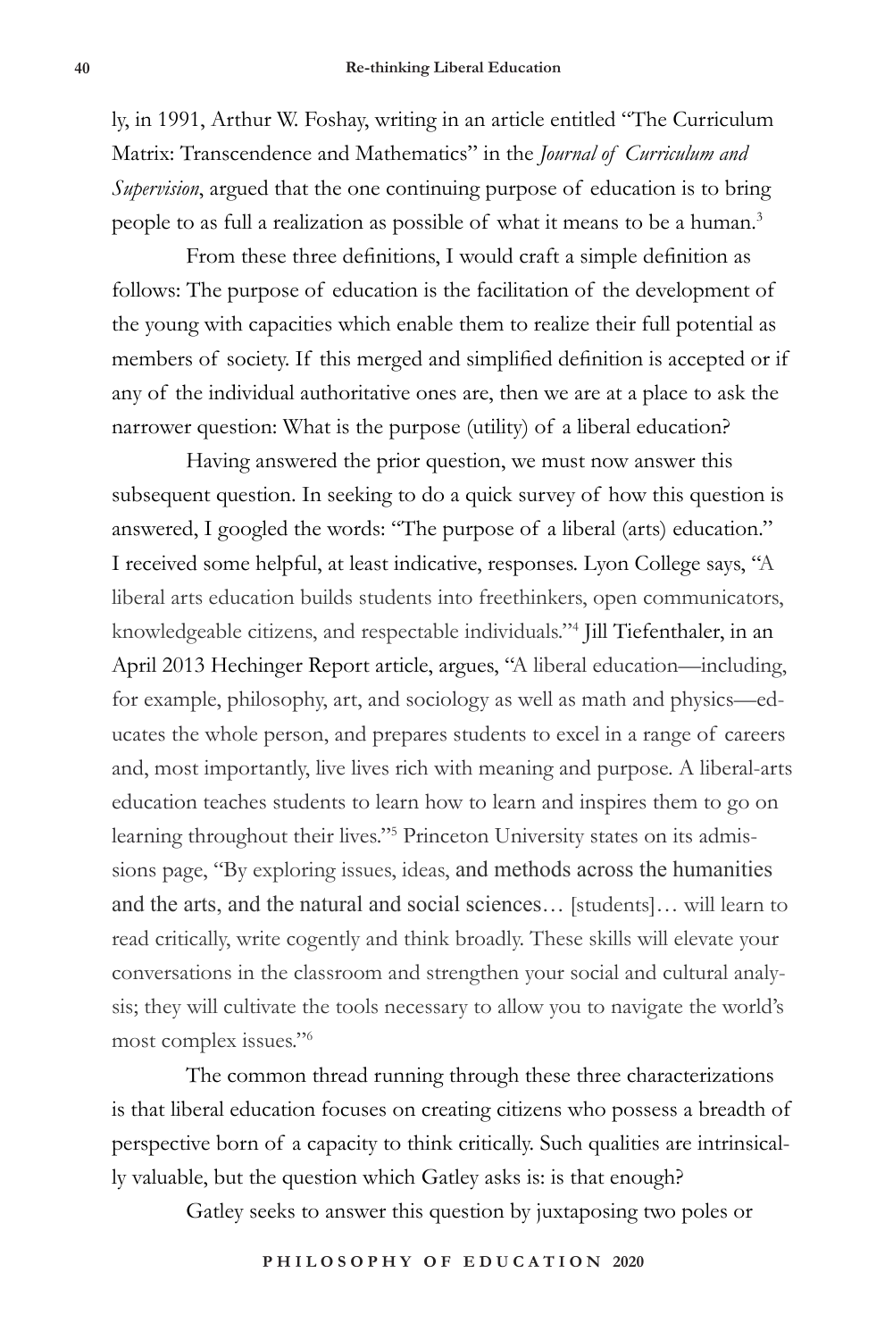ly, in 1991, Arthur W. Foshay, writing in an article entitled "The Curriculum Matrix: Transcendence and Mathematics" in the *Journal of Curriculum and Supervision*, argued that the one continuing purpose of education is to bring people to as full a realization as possible of what it means to be a human.[3]

From these three definitions, I would craft a simple definition as follows: The purpose of education is the facilitation of the development of the young with capacities which enable them to realize their full potential as members of society. If this merged and simplified definition is accepted or if any of the individual authoritative ones are, then we are at a place to ask the narrower question: What is the purpose (utility) of a liberal education?

Having answered the prior question, we must now answer this subsequent question. In seeking to do a quick survey of how this question is answered, I googled the words: "The purpose of a liberal (arts) education." I received some helpful, at least indicative, responses. Lyon College says, "A liberal arts education builds students into freethinkers, open communicators, knowledgeable citizens, and respectable individuals."[4] Jill Tiefenthaler, in an April 2013 Hechinger Report article, argues, "A liberal education—including, for example, philosophy, art, and sociology as well as math and physics—educates the whole person, and prepares students to excel in a range of careers and, most importantly, live lives rich with meaning and purpose. A liberal-arts education teaches students to learn how to learn and inspires them to go on learning throughout their lives."[5] Princeton University states on its admissions page, "By exploring issues, ideas, and methods across the humanities and the arts, and the natural and social sciences… [students]… will learn to read critically, write cogently and think broadly. These skills will elevate your conversations in the classroom and strengthen your social and cultural analysis; they will cultivate the tools necessary to allow you to navigate the world's most complex issues."[6]

The common thread running through these three characterizations is that liberal education focuses on creating citizens who possess a breadth of perspective born of a capacity to think critically. Such qualities are intrinsically valuable, but the question which Gatley asks is: is that enough?

Gatley seeks to answer this question by juxtaposing two poles or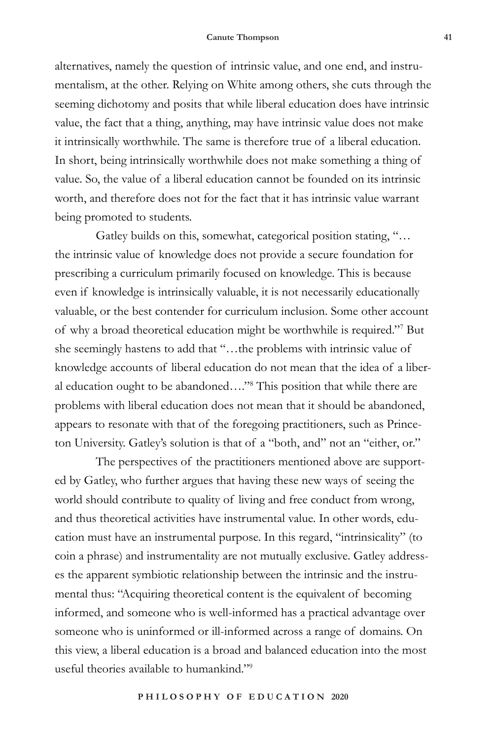alternatives, namely the question of intrinsic value, and one end, and instrumentalism, at the other. Relying on White among others, she cuts through the seeming dichotomy and posits that while liberal education does have intrinsic value, the fact that a thing, anything, may have intrinsic value does not make it intrinsically worthwhile. The same is therefore true of a liberal education. In short, being intrinsically worthwhile does not make something a thing of value. So, the value of a liberal education cannot be founded on its intrinsic worth, and therefore does not for the fact that it has intrinsic value warrant being promoted to students.

Gatley builds on this, somewhat, categorical position stating, "… the intrinsic value of knowledge does not provide a secure foundation for prescribing a curriculum primarily focused on knowledge. This is because even if knowledge is intrinsically valuable, it is not necessarily educationally valuable, or the best contender for curriculum inclusion. Some other account of why a broad theoretical education might be worthwhile is required."[7] But she seemingly hastens to add that "…the problems with intrinsic value of knowledge accounts of liberal education do not mean that the idea of a liberal education ought to be abandoned…."[8] This position that while there are problems with liberal education does not mean that it should be abandoned, appears to resonate with that of the foregoing practitioners, such as Princeton University. Gatley's solution is that of a "both, and" not an "either, or."

The perspectives of the practitioners mentioned above are supported by Gatley, who further argues that having these new ways of seeing the world should contribute to quality of living and free conduct from wrong, and thus theoretical activities have instrumental value. In other words, education must have an instrumental purpose. In this regard, "intrinsicality" (to coin a phrase) and instrumentality are not mutually exclusive. Gatley addresses the apparent symbiotic relationship between the intrinsic and the instrumental thus: "Acquiring theoretical content is the equivalent of becoming informed, and someone who is well-informed has a practical advantage over someone who is uninformed or ill-informed across a range of domains. On this view, a liberal education is a broad and balanced education into the most useful theories available to humankind."[9]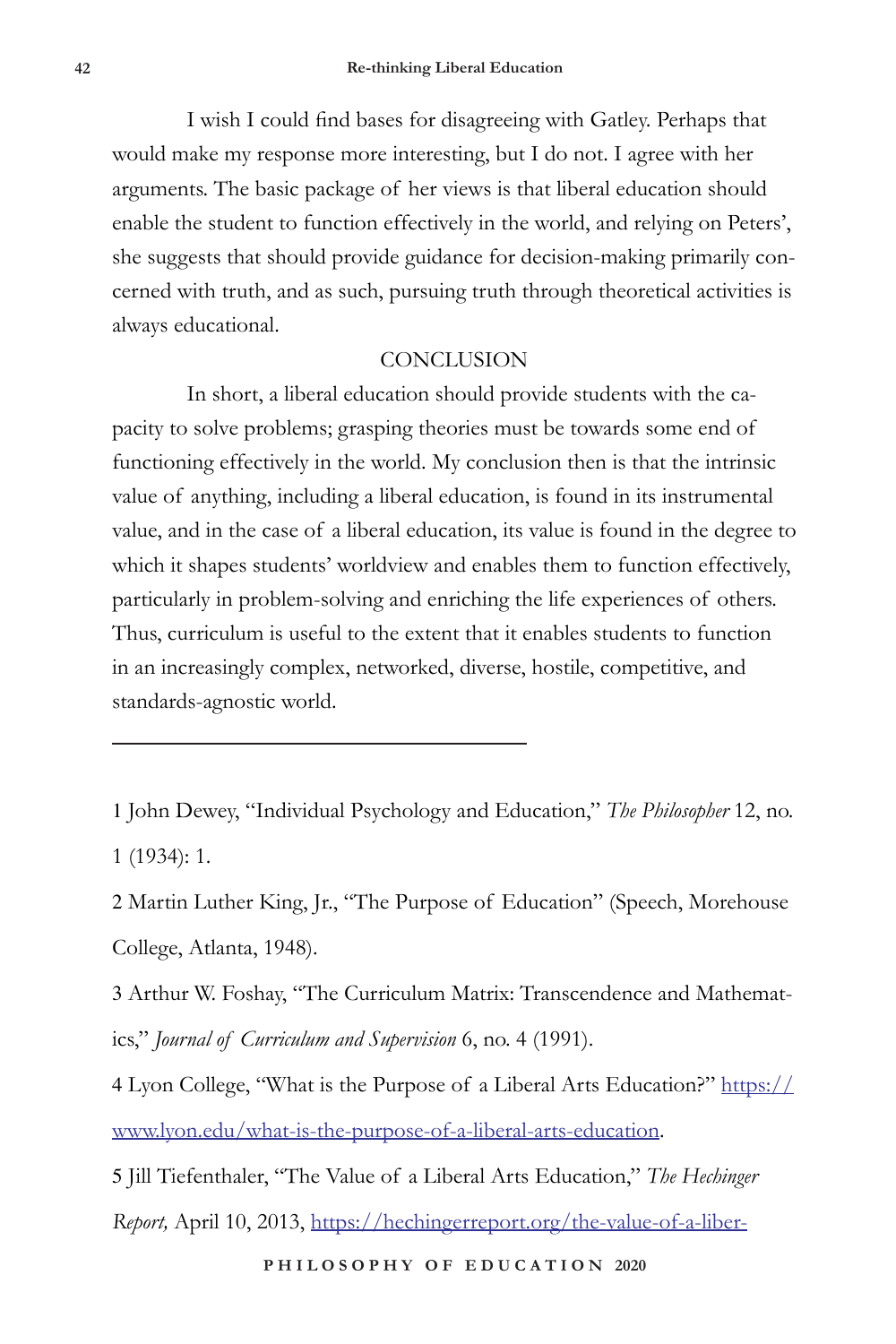I wish I could find bases for disagreeing with Gatley. Perhaps that would make my response more interesting, but I do not. I agree with her arguments. The basic package of her views is that liberal education should enable the student to function effectively in the world, and relying on Peters', she suggests that should provide guidance for decision-making primarily concerned with truth, and as such, pursuing truth through theoretical activities is always educational.

## CONCLUSION

In short, a liberal education should provide students with the capacity to solve problems; grasping theories must be towards some end of functioning effectively in the world. My conclusion then is that the intrinsic value of anything, including a liberal education, is found in its instrumental value, and in the case of a liberal education, its value is found in the degree to which it shapes students' worldview and enables them to function effectively, particularly in problem-solving and enriching the life experiences of others. Thus, curriculum is useful to the extent that it enables students to function in an increasingly complex, networked, diverse, hostile, competitive, and standards-agnostic world.

---

1 John Dewey, "Individual Psychology and Education," *The Philosopher* 12, no. 1 (1934): 1.

2 Martin Luther King, Jr., "The Purpose of Education" (Speech, Morehouse College, Atlanta, 1948).

3 Arthur W. Foshay, "The Curriculum Matrix: Transcendence and Mathematics," *Journal of Curriculum and Supervision* 6, no. 4 (1991).

4 Lyon College, "What is the Purpose of a Liberal Arts Education?" https://www.lyon.edu/what-is-the-purpose-of-a-liberal-arts-education.

5 Jill Tiefenthaler, "The Value of a Liberal Arts Education," *The Hechinger Report,* April 10, 2013, https://hechingerreport.org/the-value-of-a-liber-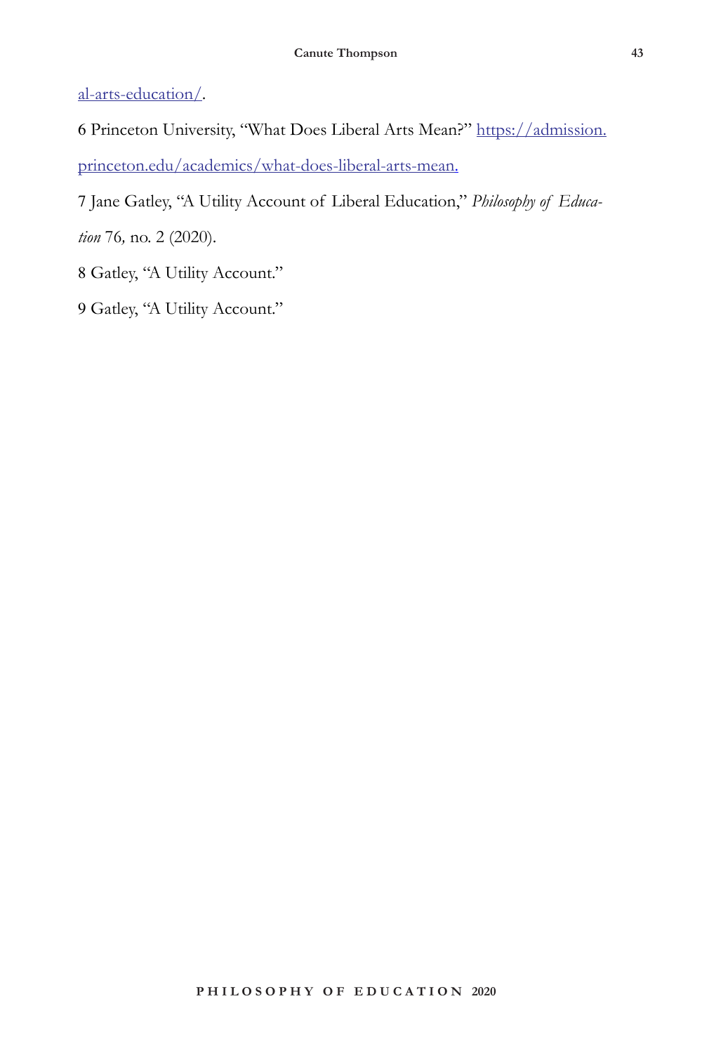al-arts-education/.

6 Princeton University, "What Does Liberal Arts Mean?" https://admission.princeton.edu/academics/what-does-liberal-arts-mean.

7 Jane Gatley, "A Utility Account of Liberal Education," *Philosophy of Education* 76, no. 2 (2020).

8 Gatley, "A Utility Account."

9 Gatley, "A Utility Account."